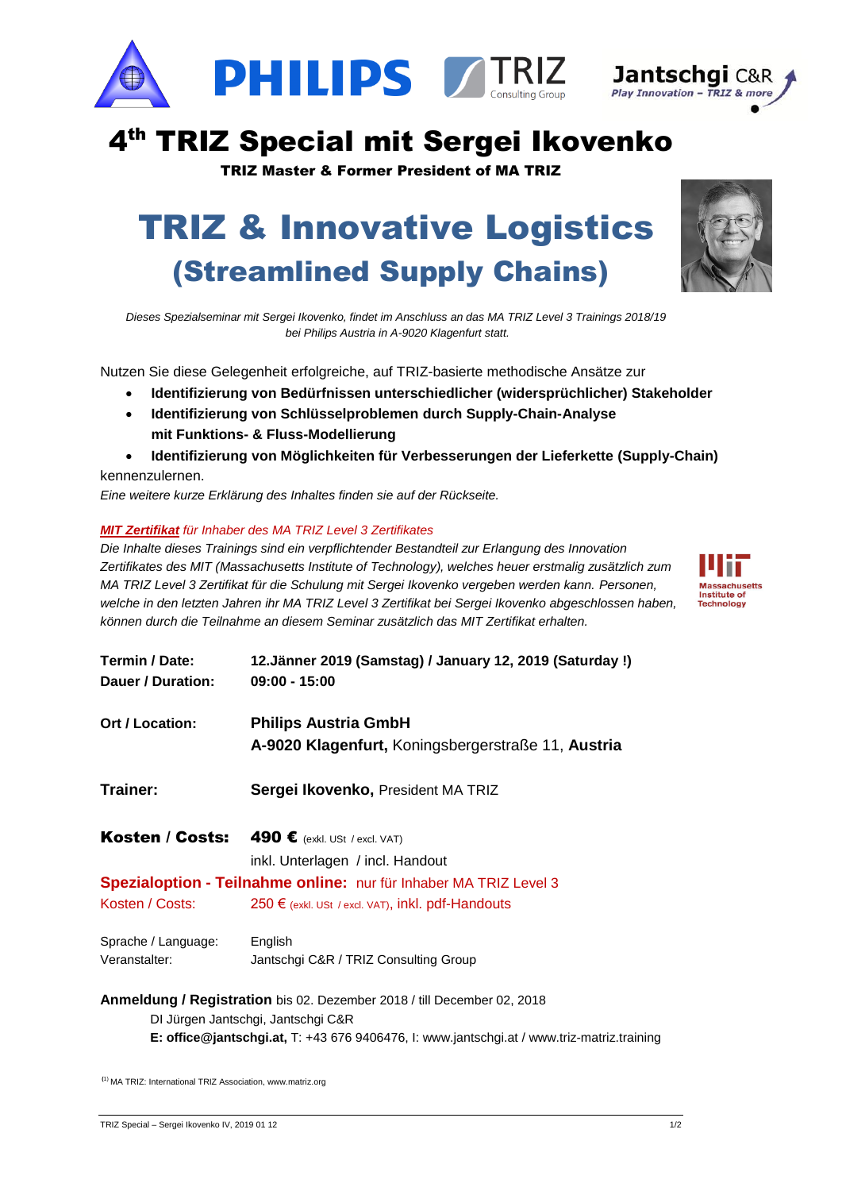# 4th TRIZ Special mit Sergei Ikovenko

**TRIZ Master & Former President of MA TRIZ**

# TRIZ & Innovative Logistics
## (Streamlined Supply Chains)

*Dieses Spezialseminar mit Sergei Ikovenko, findet im Anschluss an das MA TRIZ Level 3 Trainings 2018/19 bei Philips Austria in A-9020 Klagenfurt statt.*

Nutzen Sie diese Gelegenheit erfolgreiche, auf TRIZ-basierte methodische Ansätze zur

- **Identifizierung von Bedürfnissen unterschiedlicher (widersprüchlicher) Stakeholder**
- **Identifizierung von Schlüsselproblemen durch Supply-Chain-Analyse mit Funktions- & Fluss-Modellierung**
- **Identifizierung von Möglichkeiten für Verbesserungen der Lieferkette (Supply-Chain)**

kennenzulernen.

*Eine weitere kurze Erklärung des Inhaltes finden sie auf der Rückseite.*

***MIT Zertifikat** für Inhaber des MA TRIZ Level 3 Zertifikates*

*Die Inhalte dieses Trainings sind ein verpflichtender Bestandteil zur Erlangung des Innovation Zertifikates des MIT (Massachusetts Institute of Technology), welches heuer erstmalig zusätzlich zum MA TRIZ Level 3 Zertifikat für die Schulung mit Sergei Ikovenko vergeben werden kann. Personen, welche in den letzten Jahren ihr MA TRIZ Level 3 Zertifikat bei Sergei Ikovenko abgeschlossen haben, können durch die Teilnahme an diesem Seminar zusätzlich das MIT Zertifikat erhalten.*

| | |
|---|---|
| **Termin / Date:** | **12.Jänner 2019 (Samstag) / January 12, 2019 (Saturday !)** |
| **Dauer / Duration:** | **09:00 - 15:00** |
| **Ort / Location:** | **Philips Austria GmbH**<br>**A-9020 Klagenfurt,** Koningsbergerstraße 11, **Austria** |
| **Trainer:** | **Sergei Ikovenko,** President MA TRIZ |
| **Kosten / Costs:** | **490 €** (exkl. USt / excl. VAT)<br>inkl. Unterlagen / incl. Handout |
| **Spezialoption - Teilnahme online:** | nur für Inhaber MA TRIZ Level 3 |
| Kosten / Costs: | 250 € (exkl. USt / excl. VAT), inkl. pdf-Handouts |
| Sprache / Language: | English |
| Veranstalter: | Jantschgi C&R / TRIZ Consulting Group |

**Anmeldung / Registration** bis 02. Dezember 2018 / till December 02, 2018

DI Jürgen Jantschgi, Jantschgi C&R

**E: office@jantschgi.at,** T: +43 676 9406476, I: www.jantschgi.at / www.triz-matriz.training

[1] MA TRIZ: International TRIZ Association, www.matriz.org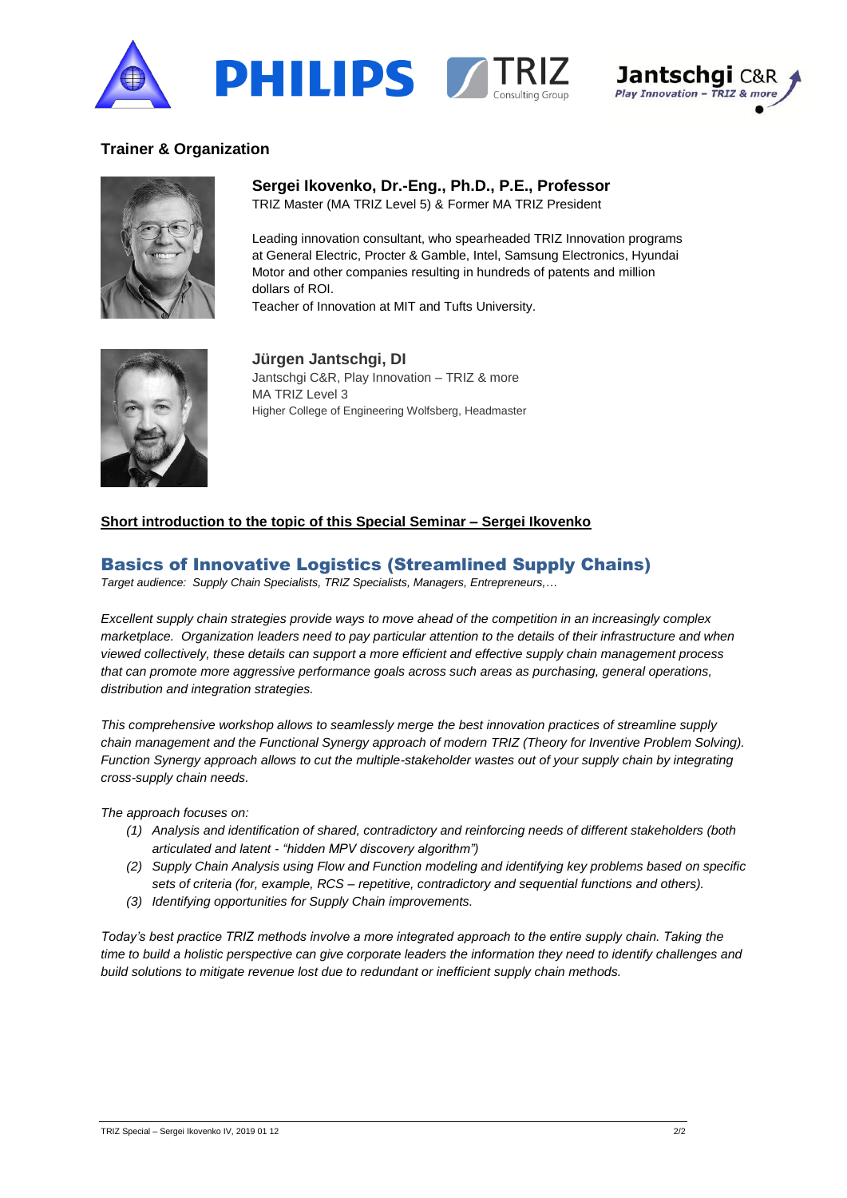## Trainer & Organization

**Sergei Ikovenko, Dr.-Eng., Ph.D., P.E., Professor**
TRIZ Master (MA TRIZ Level 5) & Former MA TRIZ President

Leading innovation consultant, who spearheaded TRIZ Innovation programs at General Electric, Procter & Gamble, Intel, Samsung Electronics, Hyundai Motor and other companies resulting in hundreds of patents and million dollars of ROI.
Teacher of Innovation at MIT and Tufts University.

**Jürgen Jantschgi, DI**
Jantschgi C&R, Play Innovation – TRIZ & more
MA TRIZ Level 3
Higher College of Engineering Wolfsberg, Headmaster

**Short introduction to the topic of this Special Seminar – Sergei Ikovenko**

## Basics of Innovative Logistics (Streamlined Supply Chains)

*Target audience: Supply Chain Specialists, TRIZ Specialists, Managers, Entrepreneurs,…*

*Excellent supply chain strategies provide ways to move ahead of the competition in an increasingly complex marketplace. Organization leaders need to pay particular attention to the details of their infrastructure and when viewed collectively, these details can support a more efficient and effective supply chain management process that can promote more aggressive performance goals across such areas as purchasing, general operations, distribution and integration strategies.*

*This comprehensive workshop allows to seamlessly merge the best innovation practices of streamline supply chain management and the Functional Synergy approach of modern TRIZ (Theory for Inventive Problem Solving). Function Synergy approach allows to cut the multiple-stakeholder wastes out of your supply chain by integrating cross-supply chain needs.*

*The approach focuses on:*

1. *Analysis and identification of shared, contradictory and reinforcing needs of different stakeholders (both articulated and latent - "hidden MPV discovery algorithm")*
2. *Supply Chain Analysis using Flow and Function modeling and identifying key problems based on specific sets of criteria (for, example, RCS – repetitive, contradictory and sequential functions and others).*
3. *Identifying opportunities for Supply Chain improvements.*

*Today's best practice TRIZ methods involve a more integrated approach to the entire supply chain. Taking the time to build a holistic perspective can give corporate leaders the information they need to identify challenges and build solutions to mitigate revenue lost due to redundant or inefficient supply chain methods.*